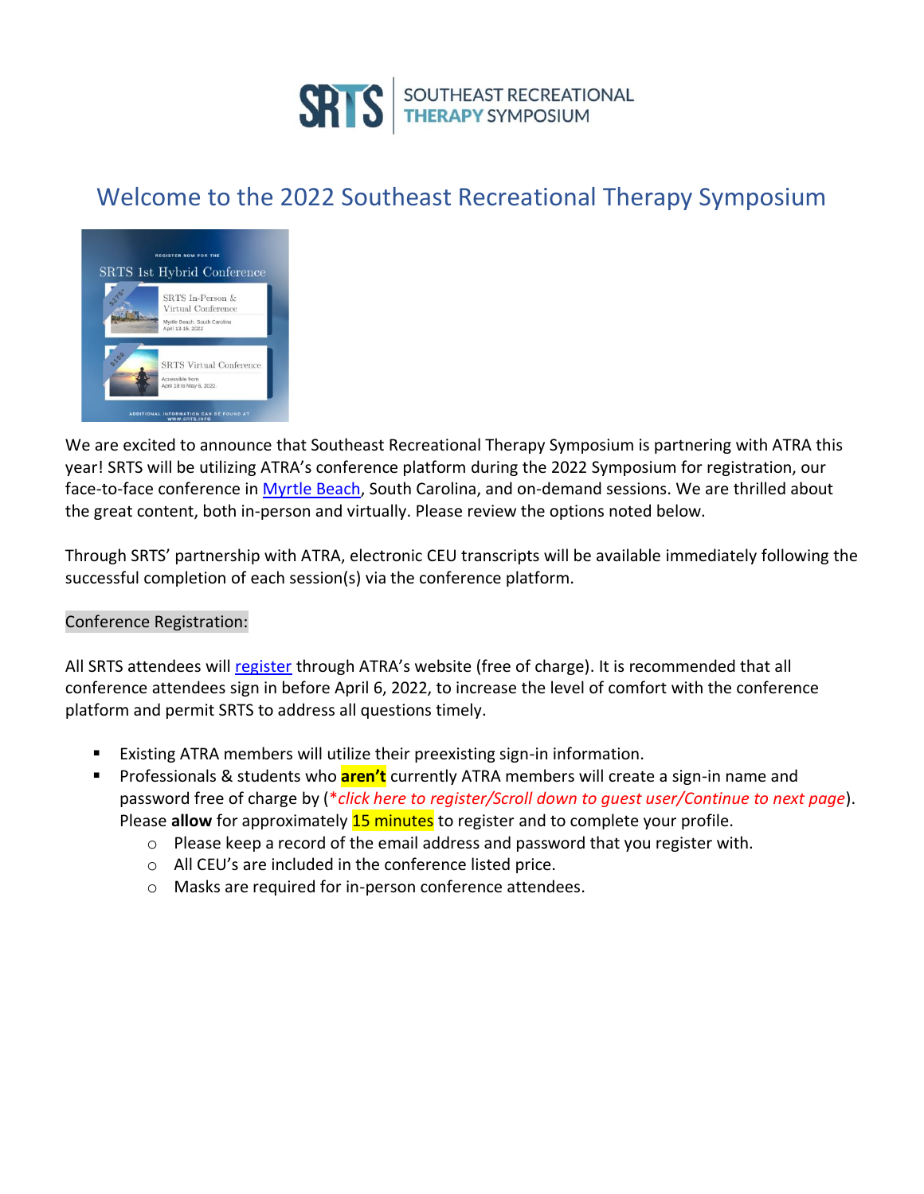# Welcome to the 2022 Southeast Recreational Therapy Symposium

We are excited to announce that Southeast Recreational Therapy Symposium is partnering with ATRA this year! SRTS will be utilizing ATRA's conference platform during the 2022 Symposium for registration, our face-to-face conference in Myrtle Beach, South Carolina, and on-demand sessions. We are thrilled about the great content, both in-person and virtually. Please review the options noted below.

Through SRTS' partnership with ATRA, electronic CEU transcripts will be available immediately following the successful completion of each session(s) via the conference platform.

## Conference Registration:

All SRTS attendees will register through ATRA's website (free of charge). It is recommended that all conference attendees sign in before April 6, 2022, to increase the level of comfort with the conference platform and permit SRTS to address all questions timely.

- Existing ATRA members will utilize their preexisting sign-in information.
- Professionals & students who **aren't** currently ATRA members will create a sign-in name and password free of charge by (*\*click here to register/Scroll down to guest user/Continue to next page*). Please **allow** for approximately 15 minutes to register and to complete your profile.
  - Please keep a record of the email address and password that you register with.
  - All CEU's are included in the conference listed price.
  - Masks are required for in-person conference attendees.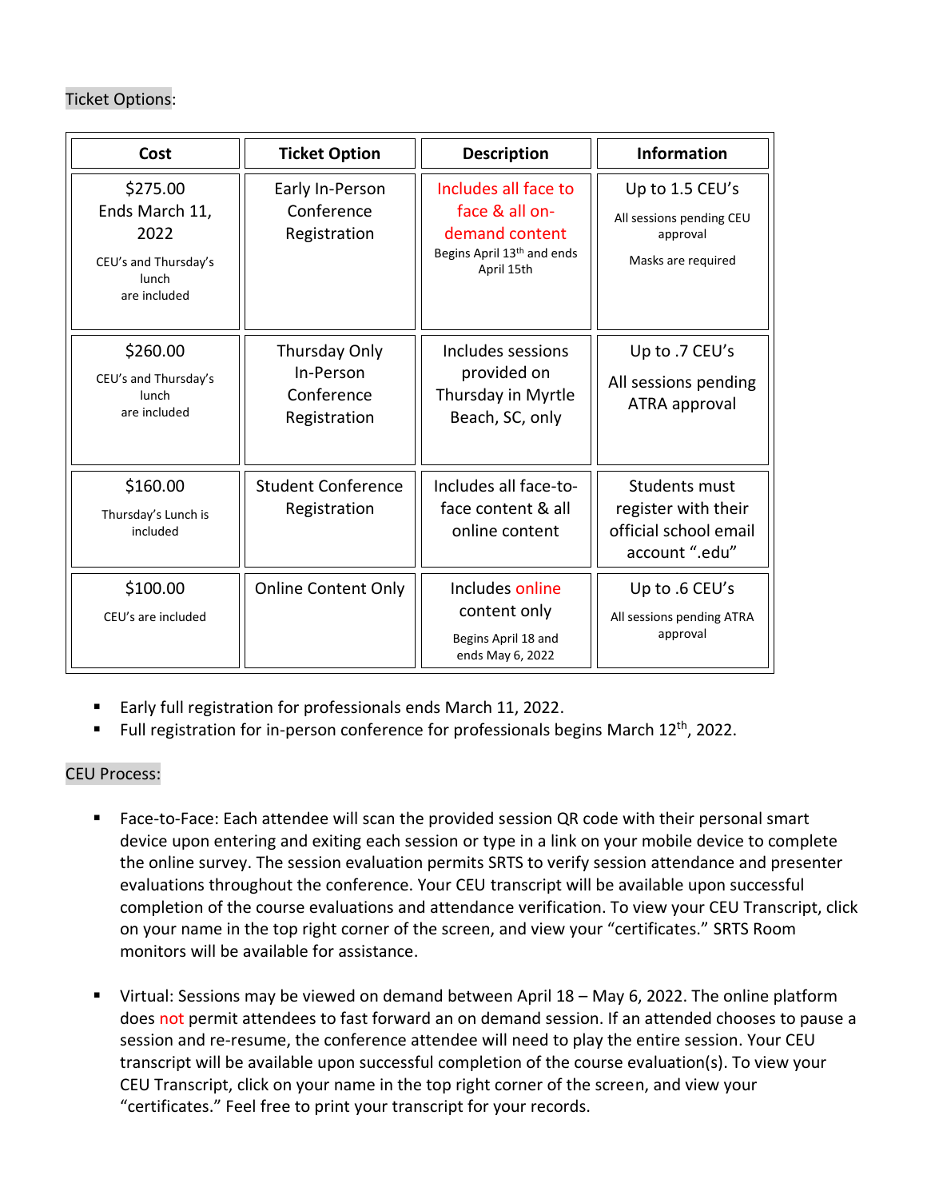Ticket Options:

| Cost | Ticket Option | Description | Information |
|---|---|---|---|
| $275.00 Ends March 11, 2022<br>CEU's and Thursday's lunch are included | Early In-Person Conference Registration | Includes all face to face & all on-demand content<br>Begins April 13th and ends April 15th | Up to 1.5 CEU's<br>All sessions pending CEU approval<br>Masks are required |
| $260.00<br>CEU's and Thursday's lunch are included | Thursday Only In-Person Conference Registration | Includes sessions provided on Thursday in Myrtle Beach, SC, only | Up to .7 CEU's<br>All sessions pending ATRA approval |
| $160.00<br>Thursday's Lunch is included | Student Conference Registration | Includes all face-to-face content & all online content | Students must register with their official school email account ".edu" |
| $100.00<br>CEU's are included | Online Content Only | Includes online content only<br>Begins April 18 and ends May 6, 2022 | Up to .6 CEU's<br>All sessions pending ATRA approval |

- Early full registration for professionals ends March 11, 2022.
- Full registration for in-person conference for professionals begins March 12th, 2022.

CEU Process:

- Face-to-Face: Each attendee will scan the provided session QR code with their personal smart device upon entering and exiting each session or type in a link on your mobile device to complete the online survey. The session evaluation permits SRTS to verify session attendance and presenter evaluations throughout the conference. Your CEU transcript will be available upon successful completion of the course evaluations and attendance verification. To view your CEU Transcript, click on your name in the top right corner of the screen, and view your "certificates." SRTS Room monitors will be available for assistance.

- Virtual: Sessions may be viewed on demand between April 18 – May 6, 2022. The online platform does not permit attendees to fast forward an on demand session. If an attended chooses to pause a session and re-resume, the conference attendee will need to play the entire session. Your CEU transcript will be available upon successful completion of the course evaluation(s). To view your CEU Transcript, click on your name in the top right corner of the screen, and view your "certificates." Feel free to print your transcript for your records.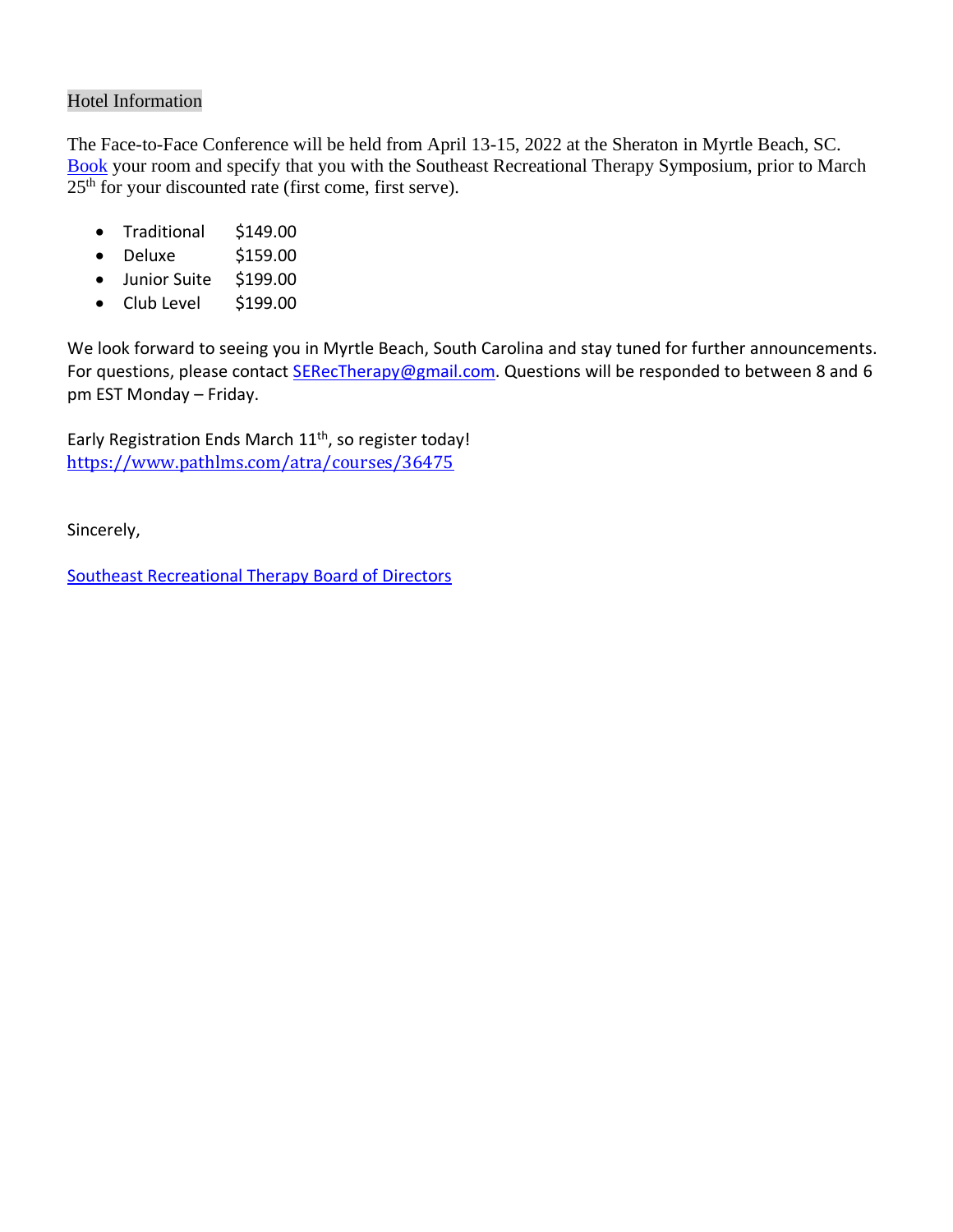## Hotel Information

The Face-to-Face Conference will be held from April 13-15, 2022 at the Sheraton in Myrtle Beach, SC. Book your room and specify that you with the Southeast Recreational Therapy Symposium, prior to March 25th for your discounted rate (first come, first serve).

- Traditional $149.00
- Deluxe $159.00
- Junior Suite $199.00
- Club Level $199.00

We look forward to seeing you in Myrtle Beach, South Carolina and stay tuned for further announcements. For questions, please contact SERecTherapy@gmail.com. Questions will be responded to between 8 and 6 pm EST Monday – Friday.

Early Registration Ends March 11th, so register today!
https://www.pathlms.com/atra/courses/36475

Sincerely,

Southeast Recreational Therapy Board of Directors